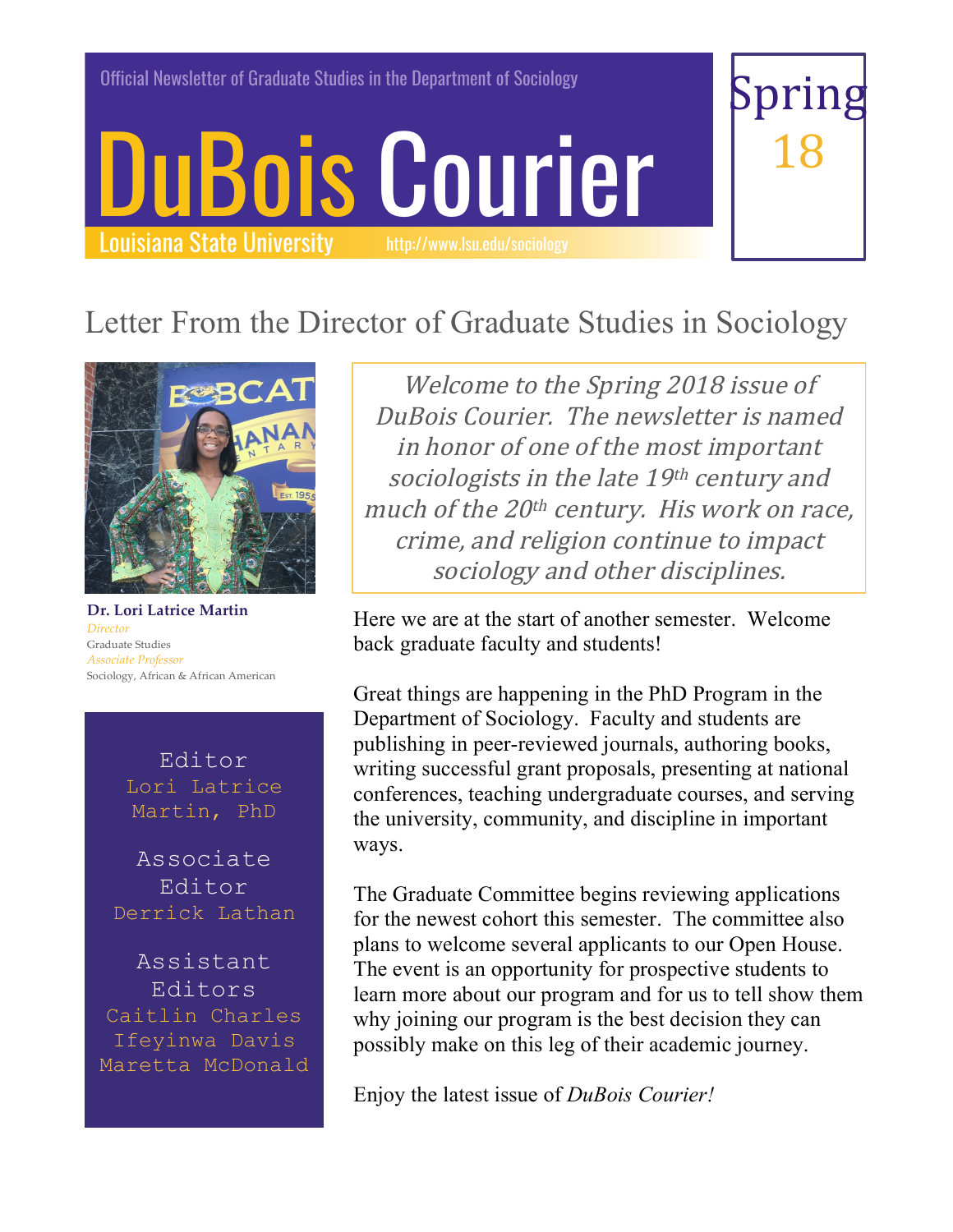Official Newsletter of Graduate Studies in the Department of Sociology

# DuBois Courier

Louisiana State University http://www.lsu.edu/sociology

Spring 18

## Letter From the Director of Graduate Studies in Sociology

**Dr. Lori Latrice Martin**
*Director*
Graduate Studies
*Associate Professor*
Sociology, African & African American

Editor
Lori Latrice Martin, PhD

Associate Editor
Derrick Lathan

Assistant Editors
Caitlin Charles
Ifeyinwa Davis
Maretta McDonald

*Welcome to the Spring 2018 issue of DuBois Courier. The newsletter is named in honor of one of the most important sociologists in the late 19th century and much of the 20th century. His work on race, crime, and religion continue to impact sociology and other disciplines.*

Here we are at the start of another semester. Welcome back graduate faculty and students!

Great things are happening in the PhD Program in the Department of Sociology. Faculty and students are publishing in peer-reviewed journals, authoring books, writing successful grant proposals, presenting at national conferences, teaching undergraduate courses, and serving the university, community, and discipline in important ways.

The Graduate Committee begins reviewing applications for the newest cohort this semester. The committee also plans to welcome several applicants to our Open House. The event is an opportunity for prospective students to learn more about our program and for us to tell show them why joining our program is the best decision they can possibly make on this leg of their academic journey.

Enjoy the latest issue of *DuBois Courier!*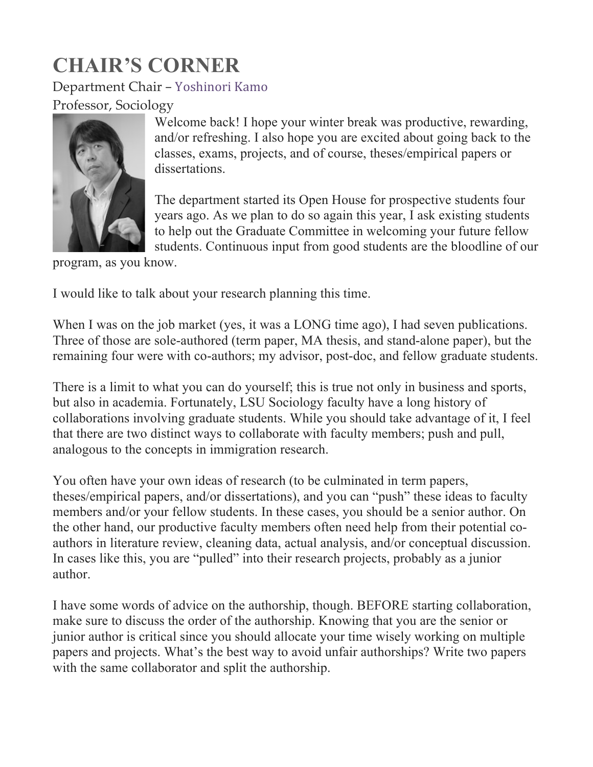# CHAIR'S CORNER

Department Chair – Yoshinori Kamo

Professor, Sociology

Welcome back! I hope your winter break was productive, rewarding, and/or refreshing. I also hope you are excited about going back to the classes, exams, projects, and of course, theses/empirical papers or dissertations.

The department started its Open House for prospective students four years ago. As we plan to do so again this year, I ask existing students to help out the Graduate Committee in welcoming your future fellow students. Continuous input from good students are the bloodline of our program, as you know.

I would like to talk about your research planning this time.

When I was on the job market (yes, it was a LONG time ago), I had seven publications. Three of those are sole-authored (term paper, MA thesis, and stand-alone paper), but the remaining four were with co-authors; my advisor, post-doc, and fellow graduate students.

There is a limit to what you can do yourself; this is true not only in business and sports, but also in academia. Fortunately, LSU Sociology faculty have a long history of collaborations involving graduate students. While you should take advantage of it, I feel that there are two distinct ways to collaborate with faculty members; push and pull, analogous to the concepts in immigration research.

You often have your own ideas of research (to be culminated in term papers, theses/empirical papers, and/or dissertations), and you can "push" these ideas to faculty members and/or your fellow students. In these cases, you should be a senior author. On the other hand, our productive faculty members often need help from their potential co-authors in literature review, cleaning data, actual analysis, and/or conceptual discussion. In cases like this, you are "pulled" into their research projects, probably as a junior author.

I have some words of advice on the authorship, though. BEFORE starting collaboration, make sure to discuss the order of the authorship. Knowing that you are the senior or junior author is critical since you should allocate your time wisely working on multiple papers and projects. What's the best way to avoid unfair authorships? Write two papers with the same collaborator and split the authorship.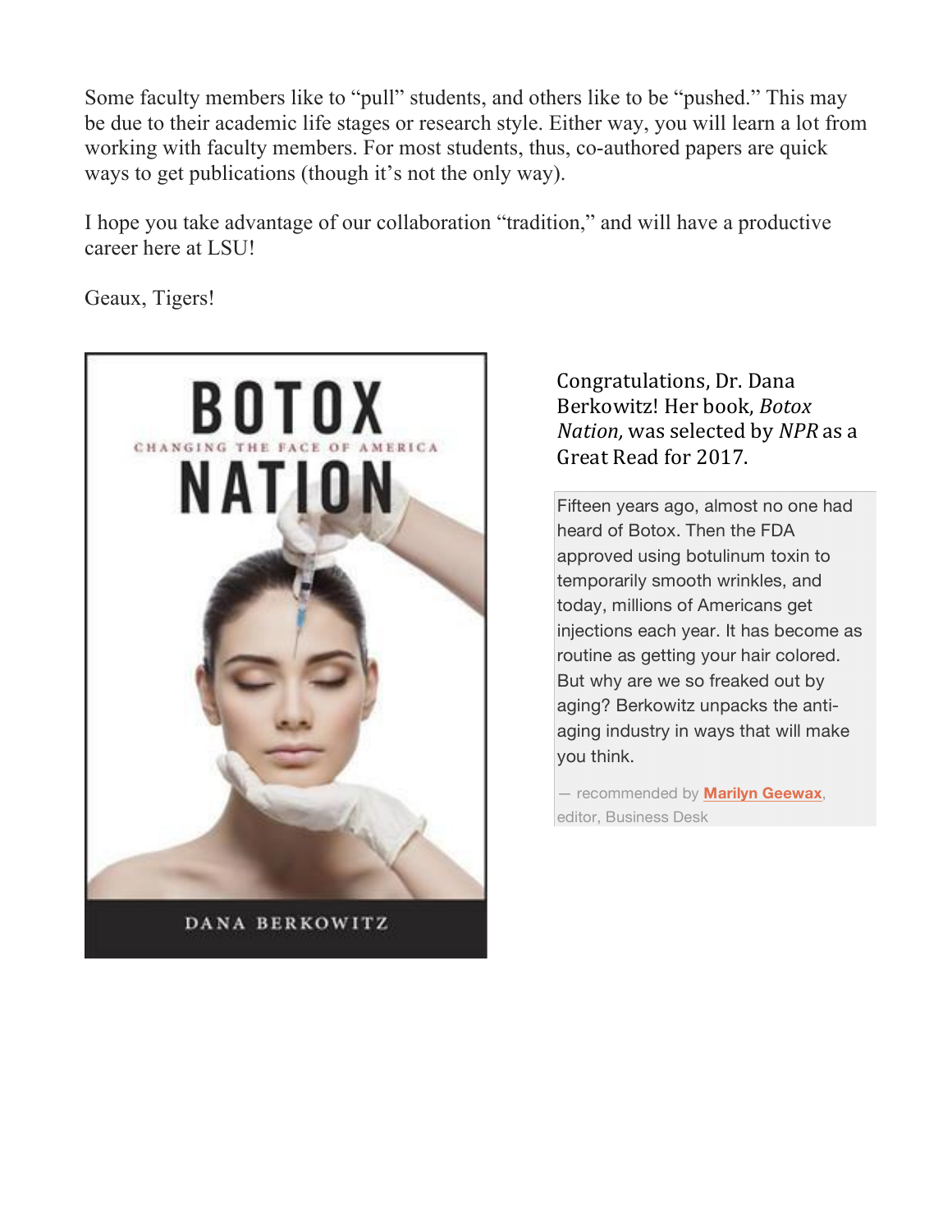Some faculty members like to "pull" students, and others like to be "pushed." This may be due to their academic life stages or research style. Either way, you will learn a lot from working with faculty members. For most students, thus, co-authored papers are quick ways to get publications (though it's not the only way).

I hope you take advantage of our collaboration "tradition," and will have a productive career here at LSU!

Geaux, Tigers!

BOTOX NATION

CHANGING THE FACE OF AMERICA

DANA BERKOWITZ

Congratulations, Dr. Dana Berkowitz! Her book, *Botox Nation,* was selected by *NPR* as a Great Read for 2017.

Fifteen years ago, almost no one had heard of Botox. Then the FDA approved using botulinum toxin to temporarily smooth wrinkles, and today, millions of Americans get injections each year. It has become as routine as getting your hair colored. But why are we so freaked out by aging? Berkowitz unpacks the anti-aging industry in ways that will make you think.

— recommended by **Marilyn Geewax**, editor, Business Desk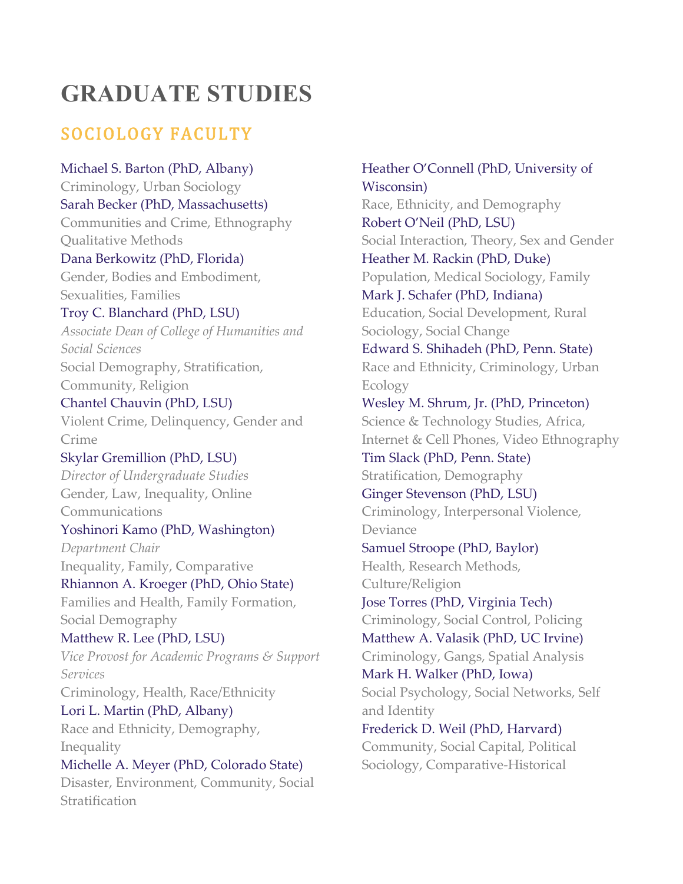# GRADUATE STUDIES

## SOCIOLOGY FACULTY

Michael S. Barton (PhD, Albany)
Criminology, Urban Sociology

Sarah Becker (PhD, Massachusetts)
Communities and Crime, Ethnography Qualitative Methods

Dana Berkowitz (PhD, Florida)
Gender, Bodies and Embodiment, Sexualities, Families

Troy C. Blanchard (PhD, LSU)
*Associate Dean of College of Humanities and Social Sciences*
Social Demography, Stratification, Community, Religion

Chantel Chauvin (PhD, LSU)
Violent Crime, Delinquency, Gender and Crime

Skylar Gremillion (PhD, LSU)
*Director of Undergraduate Studies*
Gender, Law, Inequality, Online Communications

Yoshinori Kamo (PhD, Washington)
*Department Chair*
Inequality, Family, Comparative

Rhiannon A. Kroeger (PhD, Ohio State)
Families and Health, Family Formation, Social Demography

Matthew R. Lee (PhD, LSU)
*Vice Provost for Academic Programs & Support Services*
Criminology, Health, Race/Ethnicity

Lori L. Martin (PhD, Albany)
Race and Ethnicity, Demography, Inequality

Michelle A. Meyer (PhD, Colorado State)
Disaster, Environment, Community, Social Stratification

Heather O'Connell (PhD, University of Wisconsin)
Race, Ethnicity, and Demography

Robert O'Neil (PhD, LSU)
Social Interaction, Theory, Sex and Gender

Heather M. Rackin (PhD, Duke)
Population, Medical Sociology, Family

Mark J. Schafer (PhD, Indiana)
Education, Social Development, Rural Sociology, Social Change

Edward S. Shihadeh (PhD, Penn. State)
Race and Ethnicity, Criminology, Urban Ecology

Wesley M. Shrum, Jr. (PhD, Princeton)
Science & Technology Studies, Africa, Internet & Cell Phones, Video Ethnography

Tim Slack (PhD, Penn. State)
Stratification, Demography

Ginger Stevenson (PhD, LSU)
Criminology, Interpersonal Violence, Deviance

Samuel Stroope (PhD, Baylor)
Health, Research Methods, Culture/Religion

Jose Torres (PhD, Virginia Tech)
Criminology, Social Control, Policing

Matthew A. Valasik (PhD, UC Irvine)
Criminology, Gangs, Spatial Analysis

Mark H. Walker (PhD, Iowa)
Social Psychology, Social Networks, Self and Identity

Frederick D. Weil (PhD, Harvard)
Community, Social Capital, Political Sociology, Comparative-Historical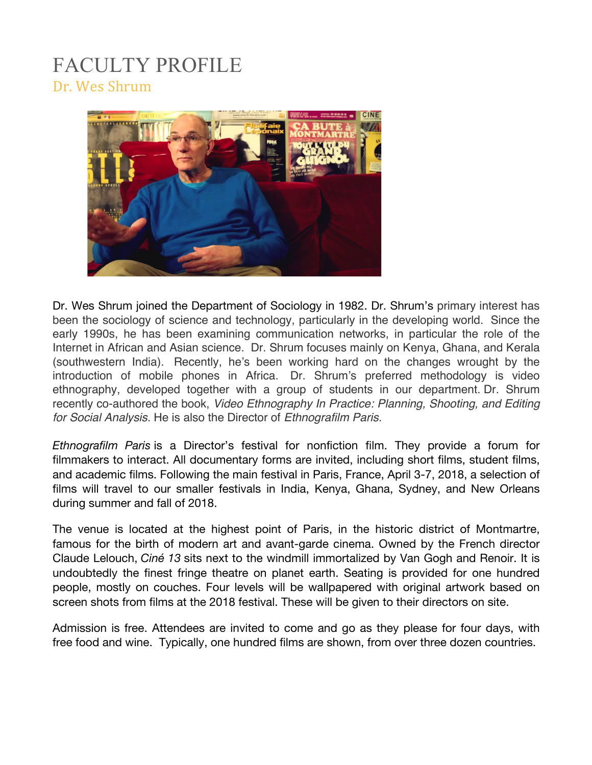# FACULTY PROFILE

## Dr. Wes Shrum

Dr. Wes Shrum joined the Department of Sociology in 1982. Dr. Shrum's primary interest has been the sociology of science and technology, particularly in the developing world. Since the early 1990s, he has been examining communication networks, in particular the role of the Internet in African and Asian science. Dr. Shrum focuses mainly on Kenya, Ghana, and Kerala (southwestern India). Recently, he's been working hard on the changes wrought by the introduction of mobile phones in Africa. Dr. Shrum's preferred methodology is video ethnography, developed together with a group of students in our department. Dr. Shrum recently co-authored the book, *Video Ethnography In Practice: Planning, Shooting, and Editing for Social Analysis.* He is also the Director of *Ethnografilm Paris.*

*Ethnografilm Paris* is a Director's festival for nonfiction film. They provide a forum for filmmakers to interact. All documentary forms are invited, including short films, student films, and academic films. Following the main festival in Paris, France, April 3-7, 2018, a selection of films will travel to our smaller festivals in India, Kenya, Ghana, Sydney, and New Orleans during summer and fall of 2018.

The venue is located at the highest point of Paris, in the historic district of Montmartre, famous for the birth of modern art and avant-garde cinema. Owned by the French director Claude Lelouch, *Ciné 13* sits next to the windmill immortalized by Van Gogh and Renoir. It is undoubtedly the finest fringe theatre on planet earth. Seating is provided for one hundred people, mostly on couches. Four levels will be wallpapered with original artwork based on screen shots from films at the 2018 festival. These will be given to their directors on site.

Admission is free. Attendees are invited to come and go as they please for four days, with free food and wine. Typically, one hundred films are shown, from over three dozen countries.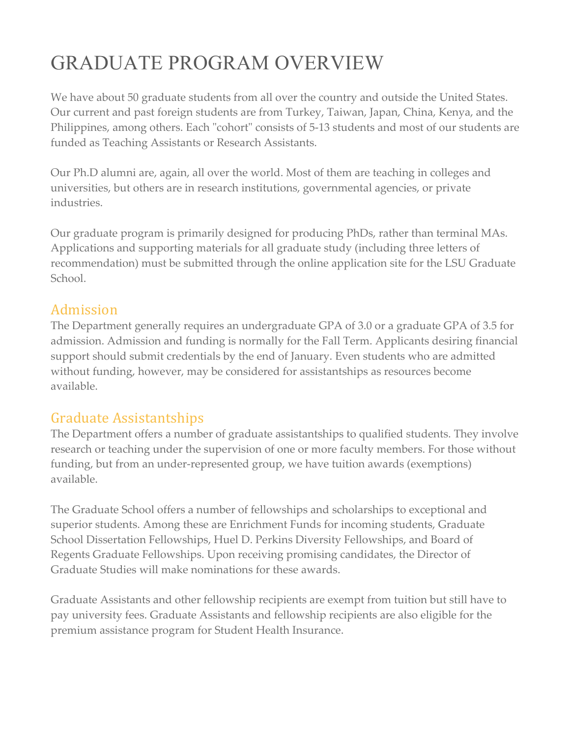# GRADUATE PROGRAM OVERVIEW

We have about 50 graduate students from all over the country and outside the United States. Our current and past foreign students are from Turkey, Taiwan, Japan, China, Kenya, and the Philippines, among others. Each "cohort" consists of 5-13 students and most of our students are funded as Teaching Assistants or Research Assistants.

Our Ph.D alumni are, again, all over the world. Most of them are teaching in colleges and universities, but others are in research institutions, governmental agencies, or private industries.

Our graduate program is primarily designed for producing PhDs, rather than terminal MAs. Applications and supporting materials for all graduate study (including three letters of recommendation) must be submitted through the online application site for the LSU Graduate School.

## Admission

The Department generally requires an undergraduate GPA of 3.0 or a graduate GPA of 3.5 for admission. Admission and funding is normally for the Fall Term. Applicants desiring financial support should submit credentials by the end of January. Even students who are admitted without funding, however, may be considered for assistantships as resources become available.

## Graduate Assistantships

The Department offers a number of graduate assistantships to qualified students. They involve research or teaching under the supervision of one or more faculty members. For those without funding, but from an under-represented group, we have tuition awards (exemptions) available.

The Graduate School offers a number of fellowships and scholarships to exceptional and superior students. Among these are Enrichment Funds for incoming students, Graduate School Dissertation Fellowships, Huel D. Perkins Diversity Fellowships, and Board of Regents Graduate Fellowships. Upon receiving promising candidates, the Director of Graduate Studies will make nominations for these awards.

Graduate Assistants and other fellowship recipients are exempt from tuition but still have to pay university fees. Graduate Assistants and fellowship recipients are also eligible for the premium assistance program for Student Health Insurance.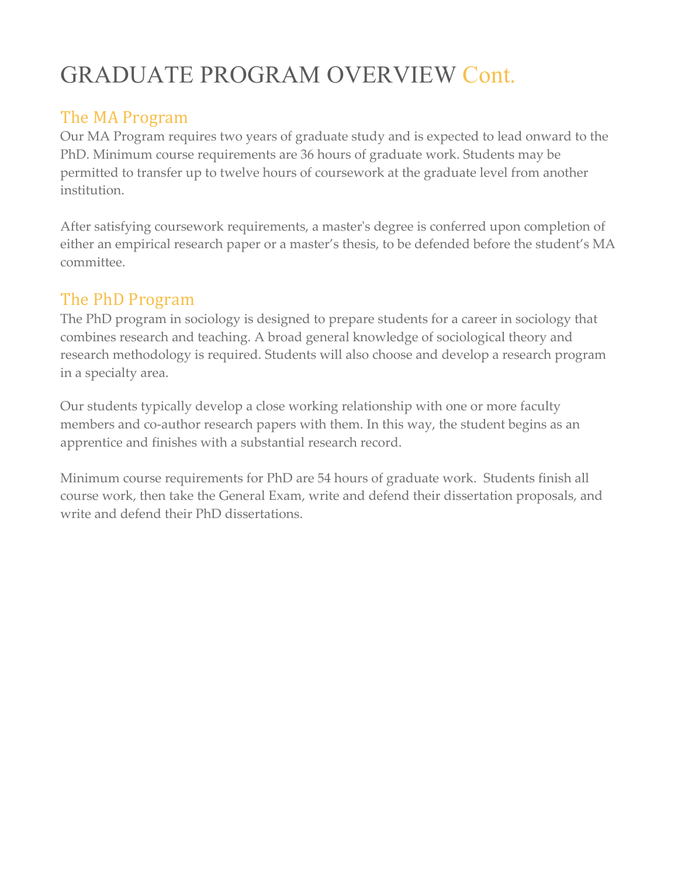# GRADUATE PROGRAM OVERVIEW Cont.

## The MA Program

Our MA Program requires two years of graduate study and is expected to lead onward to the PhD. Minimum course requirements are 36 hours of graduate work. Students may be permitted to transfer up to twelve hours of coursework at the graduate level from another institution.

After satisfying coursework requirements, a master's degree is conferred upon completion of either an empirical research paper or a master's thesis, to be defended before the student's MA committee.

## The PhD Program

The PhD program in sociology is designed to prepare students for a career in sociology that combines research and teaching. A broad general knowledge of sociological theory and research methodology is required. Students will also choose and develop a research program in a specialty area.

Our students typically develop a close working relationship with one or more faculty members and co-author research papers with them. In this way, the student begins as an apprentice and finishes with a substantial research record.

Minimum course requirements for PhD are 54 hours of graduate work. Students finish all course work, then take the General Exam, write and defend their dissertation proposals, and write and defend their PhD dissertations.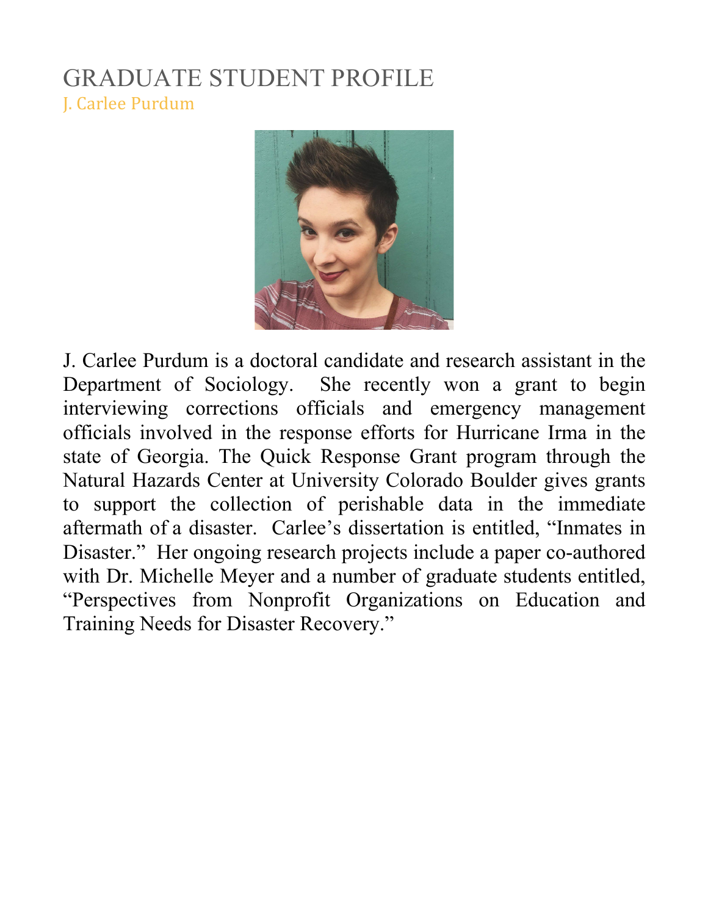# GRADUATE STUDENT PROFILE

## J. Carlee Purdum

J. Carlee Purdum is a doctoral candidate and research assistant in the Department of Sociology. She recently won a grant to begin interviewing corrections officials and emergency management officials involved in the response efforts for Hurricane Irma in the state of Georgia. The Quick Response Grant program through the Natural Hazards Center at University Colorado Boulder gives grants to support the collection of perishable data in the immediate aftermath of a disaster. Carlee's dissertation is entitled, "Inmates in Disaster." Her ongoing research projects include a paper co-authored with Dr. Michelle Meyer and a number of graduate students entitled, "Perspectives from Nonprofit Organizations on Education and Training Needs for Disaster Recovery."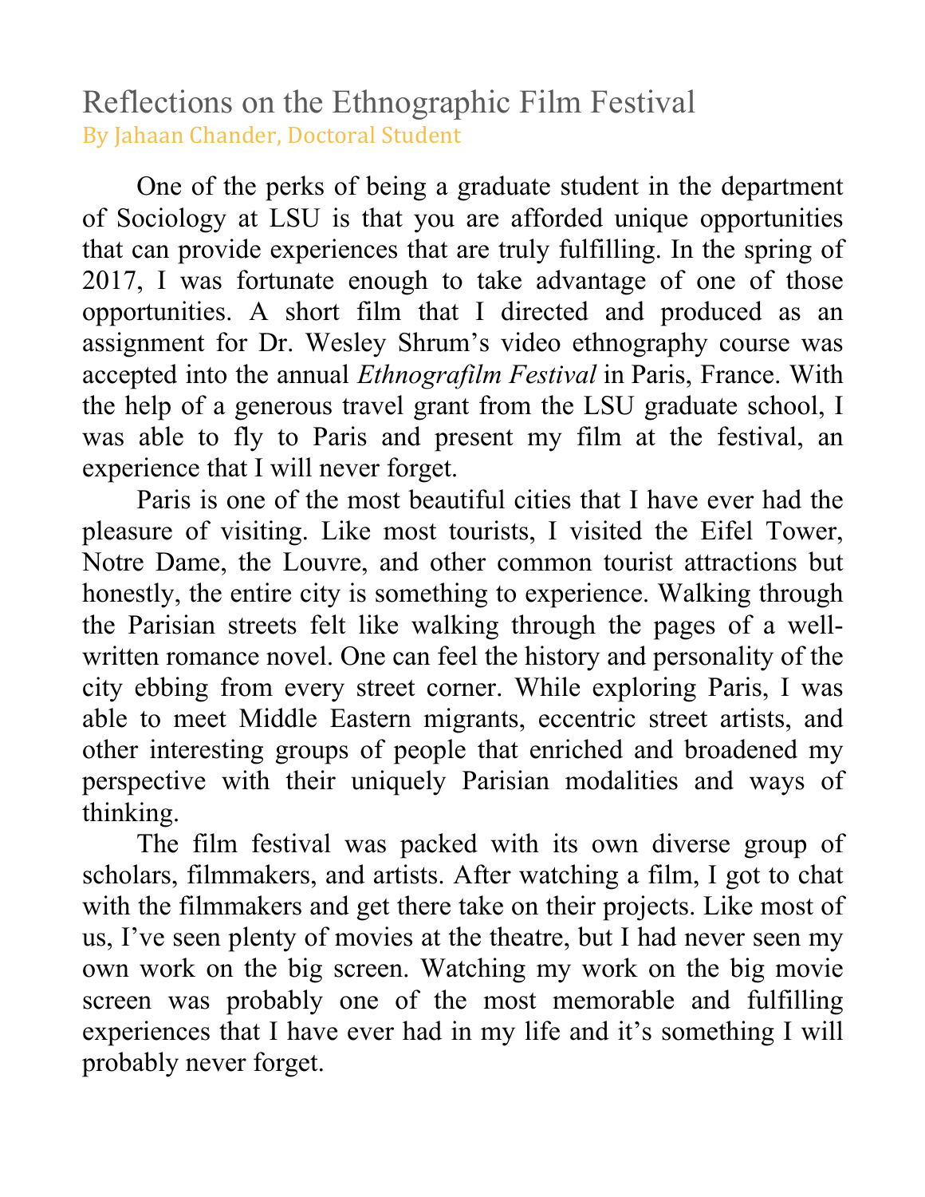# Reflections on the Ethnographic Film Festival

By Jahaan Chander, Doctoral Student

One of the perks of being a graduate student in the department of Sociology at LSU is that you are afforded unique opportunities that can provide experiences that are truly fulfilling. In the spring of 2017, I was fortunate enough to take advantage of one of those opportunities. A short film that I directed and produced as an assignment for Dr. Wesley Shrum's video ethnography course was accepted into the annual *Ethnografilm Festival* in Paris, France. With the help of a generous travel grant from the LSU graduate school, I was able to fly to Paris and present my film at the festival, an experience that I will never forget.

Paris is one of the most beautiful cities that I have ever had the pleasure of visiting. Like most tourists, I visited the Eifel Tower, Notre Dame, the Louvre, and other common tourist attractions but honestly, the entire city is something to experience. Walking through the Parisian streets felt like walking through the pages of a well-written romance novel. One can feel the history and personality of the city ebbing from every street corner. While exploring Paris, I was able to meet Middle Eastern migrants, eccentric street artists, and other interesting groups of people that enriched and broadened my perspective with their uniquely Parisian modalities and ways of thinking.

The film festival was packed with its own diverse group of scholars, filmmakers, and artists. After watching a film, I got to chat with the filmmakers and get there take on their projects. Like most of us, I've seen plenty of movies at the theatre, but I had never seen my own work on the big screen. Watching my work on the big movie screen was probably one of the most memorable and fulfilling experiences that I have ever had in my life and it's something I will probably never forget.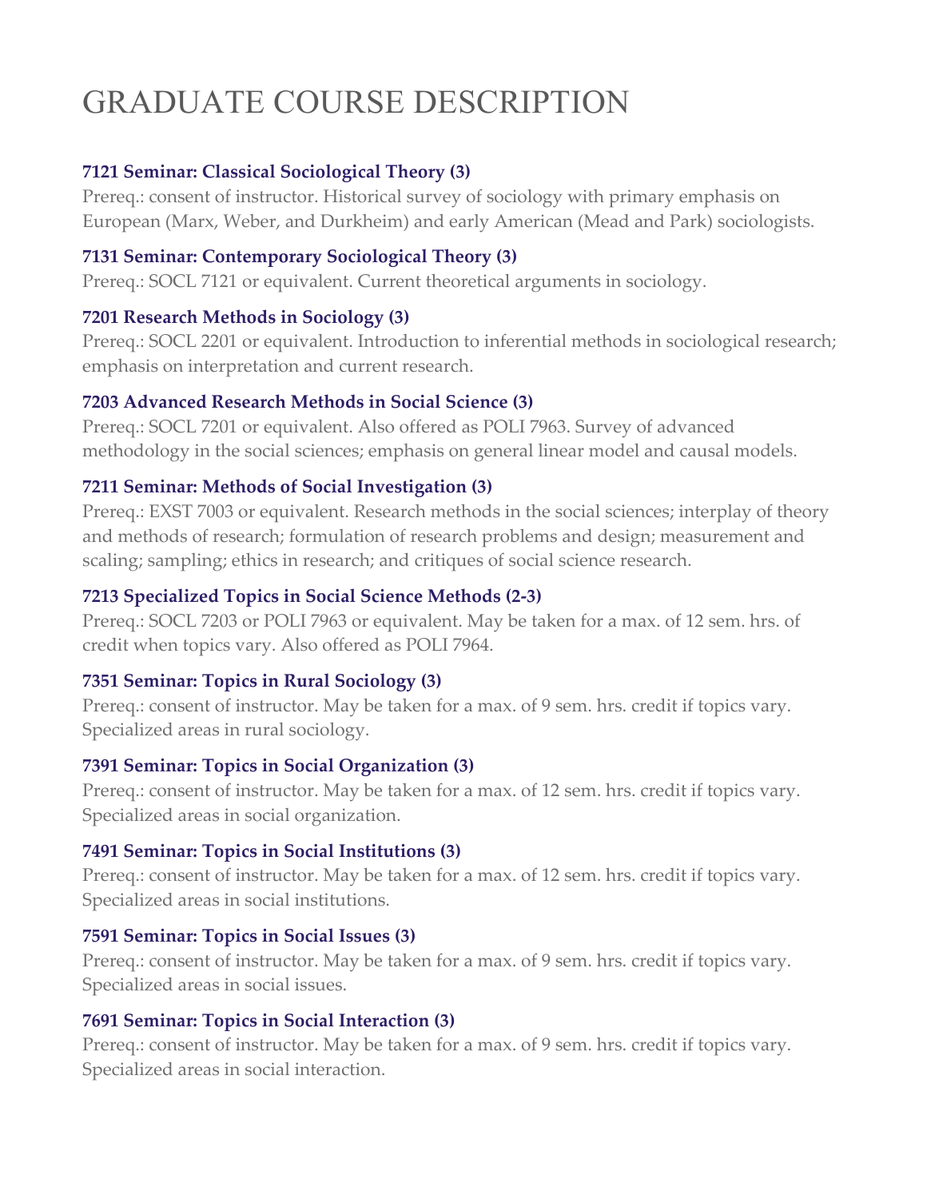# GRADUATE COURSE DESCRIPTION

### 7121 Seminar: Classical Sociological Theory (3)

Prereq.: consent of instructor. Historical survey of sociology with primary emphasis on European (Marx, Weber, and Durkheim) and early American (Mead and Park) sociologists.

### 7131 Seminar: Contemporary Sociological Theory (3)

Prereq.: SOCL 7121 or equivalent. Current theoretical arguments in sociology.

### 7201 Research Methods in Sociology (3)

Prereq.: SOCL 2201 or equivalent. Introduction to inferential methods in sociological research; emphasis on interpretation and current research.

### 7203 Advanced Research Methods in Social Science (3)

Prereq.: SOCL 7201 or equivalent. Also offered as POLI 7963. Survey of advanced methodology in the social sciences; emphasis on general linear model and causal models.

### 7211 Seminar: Methods of Social Investigation (3)

Prereq.: EXST 7003 or equivalent. Research methods in the social sciences; interplay of theory and methods of research; formulation of research problems and design; measurement and scaling; sampling; ethics in research; and critiques of social science research.

### 7213 Specialized Topics in Social Science Methods (2-3)

Prereq.: SOCL 7203 or POLI 7963 or equivalent. May be taken for a max. of 12 sem. hrs. of credit when topics vary. Also offered as POLI 7964.

### 7351 Seminar: Topics in Rural Sociology (3)

Prereq.: consent of instructor. May be taken for a max. of 9 sem. hrs. credit if topics vary. Specialized areas in rural sociology.

### 7391 Seminar: Topics in Social Organization (3)

Prereq.: consent of instructor. May be taken for a max. of 12 sem. hrs. credit if topics vary. Specialized areas in social organization.

### 7491 Seminar: Topics in Social Institutions (3)

Prereq.: consent of instructor. May be taken for a max. of 12 sem. hrs. credit if topics vary. Specialized areas in social institutions.

### 7591 Seminar: Topics in Social Issues (3)

Prereq.: consent of instructor. May be taken for a max. of 9 sem. hrs. credit if topics vary. Specialized areas in social issues.

### 7691 Seminar: Topics in Social Interaction (3)

Prereq.: consent of instructor. May be taken for a max. of 9 sem. hrs. credit if topics vary. Specialized areas in social interaction.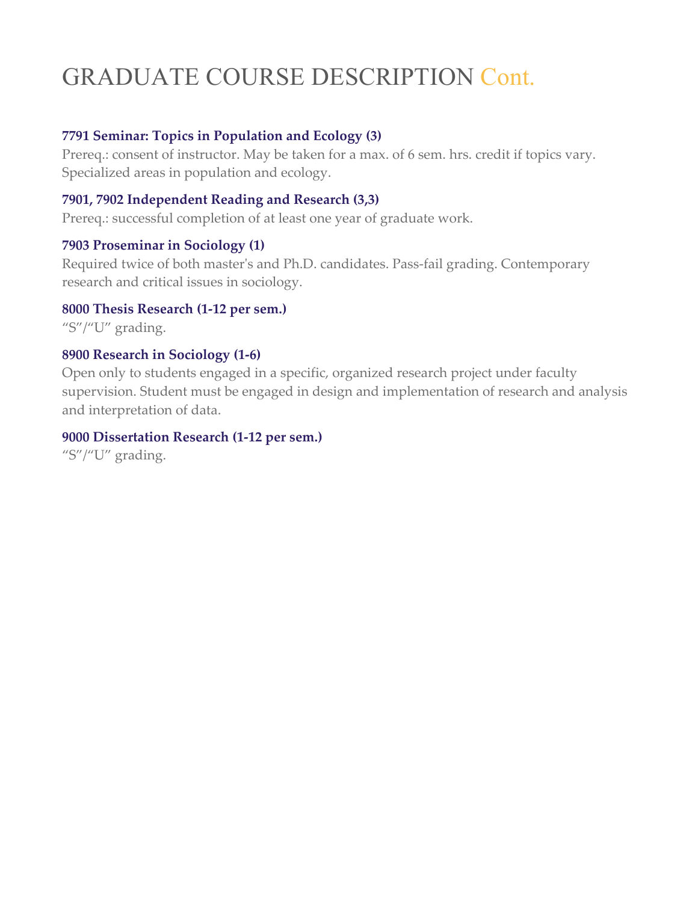# GRADUATE COURSE DESCRIPTION Cont.

**7791 Seminar: Topics in Population and Ecology (3)**

Prereq.: consent of instructor. May be taken for a max. of 6 sem. hrs. credit if topics vary. Specialized areas in population and ecology.

**7901, 7902 Independent Reading and Research (3,3)**

Prereq.: successful completion of at least one year of graduate work.

**7903 Proseminar in Sociology (1)**

Required twice of both master's and Ph.D. candidates. Pass-fail grading. Contemporary research and critical issues in sociology.

**8000 Thesis Research (1-12 per sem.)**

"S"/"U" grading.

**8900 Research in Sociology (1-6)**

Open only to students engaged in a specific, organized research project under faculty supervision. Student must be engaged in design and implementation of research and analysis and interpretation of data.

**9000 Dissertation Research (1-12 per sem.)**

"S"/"U" grading.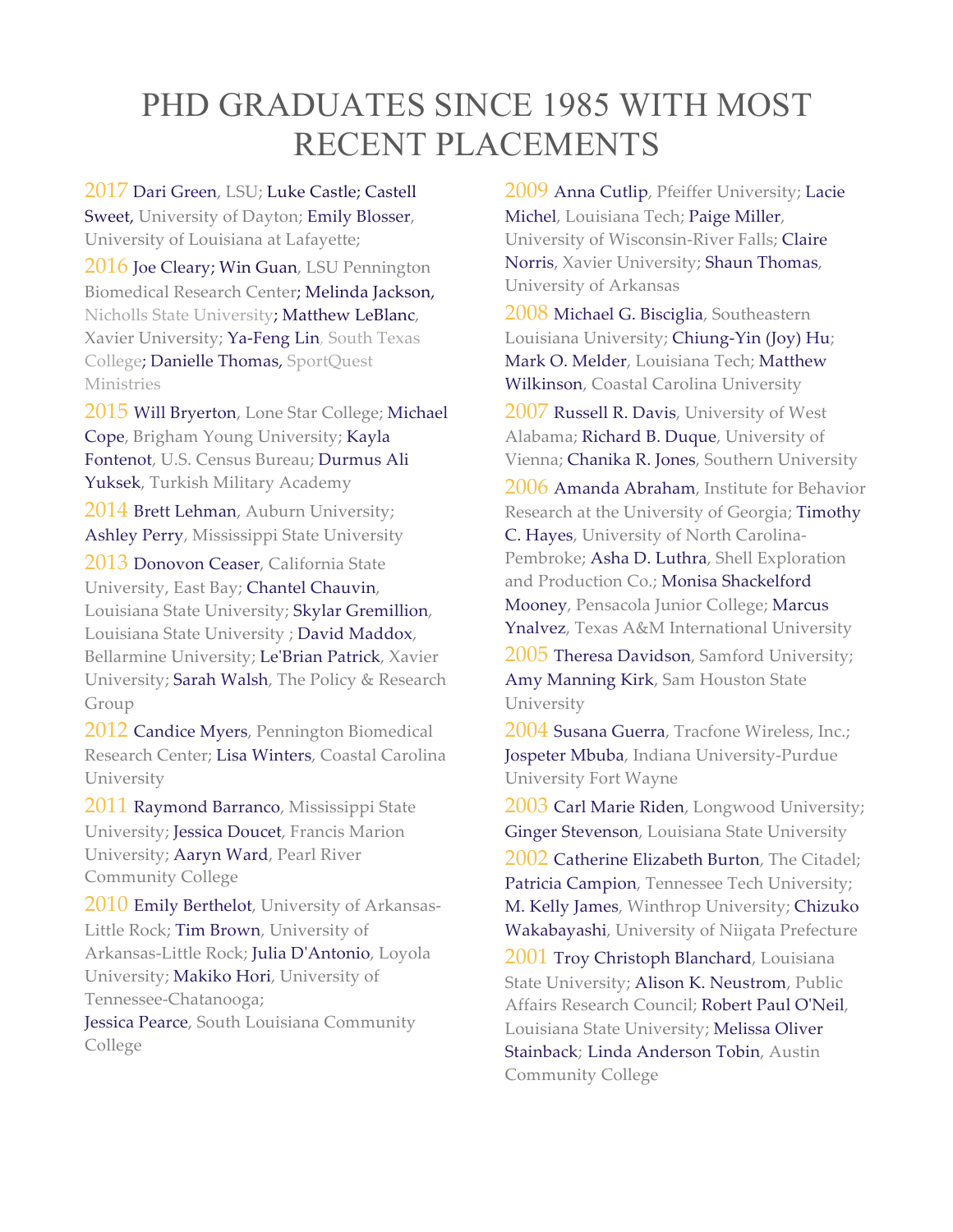# PHD GRADUATES SINCE 1985 WITH MOST RECENT PLACEMENTS

2017 Dari Green, LSU; Luke Castle; Castell Sweet, University of Dayton; Emily Blosser, University of Louisiana at Lafayette;

2016 Joe Cleary; Win Guan, LSU Pennington Biomedical Research Center; Melinda Jackson, Nicholls State University; Matthew LeBlanc, Xavier University; Ya-Feng Lin, South Texas College; Danielle Thomas, SportQuest Ministries

2015 Will Bryerton, Lone Star College; Michael Cope, Brigham Young University; Kayla Fontenot, U.S. Census Bureau; Durmus Ali Yuksek, Turkish Military Academy

2014 Brett Lehman, Auburn University; Ashley Perry, Mississippi State University

2013 Donovon Ceaser, California State University, East Bay; Chantel Chauvin, Louisiana State University; Skylar Gremillion, Louisiana State University ; David Maddox, Bellarmine University; Le'Brian Patrick, Xavier University; Sarah Walsh, The Policy & Research Group

2012 Candice Myers, Pennington Biomedical Research Center; Lisa Winters, Coastal Carolina University

2011 Raymond Barranco, Mississippi State University; Jessica Doucet, Francis Marion University; Aaryn Ward, Pearl River Community College

2010 Emily Berthelot, University of Arkansas-Little Rock; Tim Brown, University of Arkansas-Little Rock; Julia D'Antonio, Loyola University; Makiko Hori, University of Tennessee-Chatanooga;
Jessica Pearce, South Louisiana Community College

2009 Anna Cutlip, Pfeiffer University; Lacie Michel, Louisiana Tech; Paige Miller, University of Wisconsin-River Falls; Claire Norris, Xavier University; Shaun Thomas, University of Arkansas

2008 Michael G. Bisciglia, Southeastern Louisiana University; Chiung-Yin (Joy) Hu; Mark O. Melder, Louisiana Tech; Matthew Wilkinson, Coastal Carolina University

2007 Russell R. Davis, University of West Alabama; Richard B. Duque, University of Vienna; Chanika R. Jones, Southern University

2006 Amanda Abraham, Institute for Behavior Research at the University of Georgia; Timothy C. Hayes, University of North Carolina-Pembroke; Asha D. Luthra, Shell Exploration and Production Co.; Monisa Shackelford Mooney, Pensacola Junior College; Marcus Ynalvez, Texas A&M International University

2005 Theresa Davidson, Samford University; Amy Manning Kirk, Sam Houston State University

2004 Susana Guerra, Tracfone Wireless, Inc.; Jospeter Mbuba, Indiana University-Purdue University Fort Wayne

2003 Carl Marie Riden, Longwood University; Ginger Stevenson, Louisiana State University

2002 Catherine Elizabeth Burton, The Citadel; Patricia Campion, Tennessee Tech University; M. Kelly James, Winthrop University; Chizuko Wakabayashi, University of Niigata Prefecture

2001 Troy Christoph Blanchard, Louisiana State University; Alison K. Neustrom, Public Affairs Research Council; Robert Paul O'Neil, Louisiana State University; Melissa Oliver Stainback; Linda Anderson Tobin, Austin Community College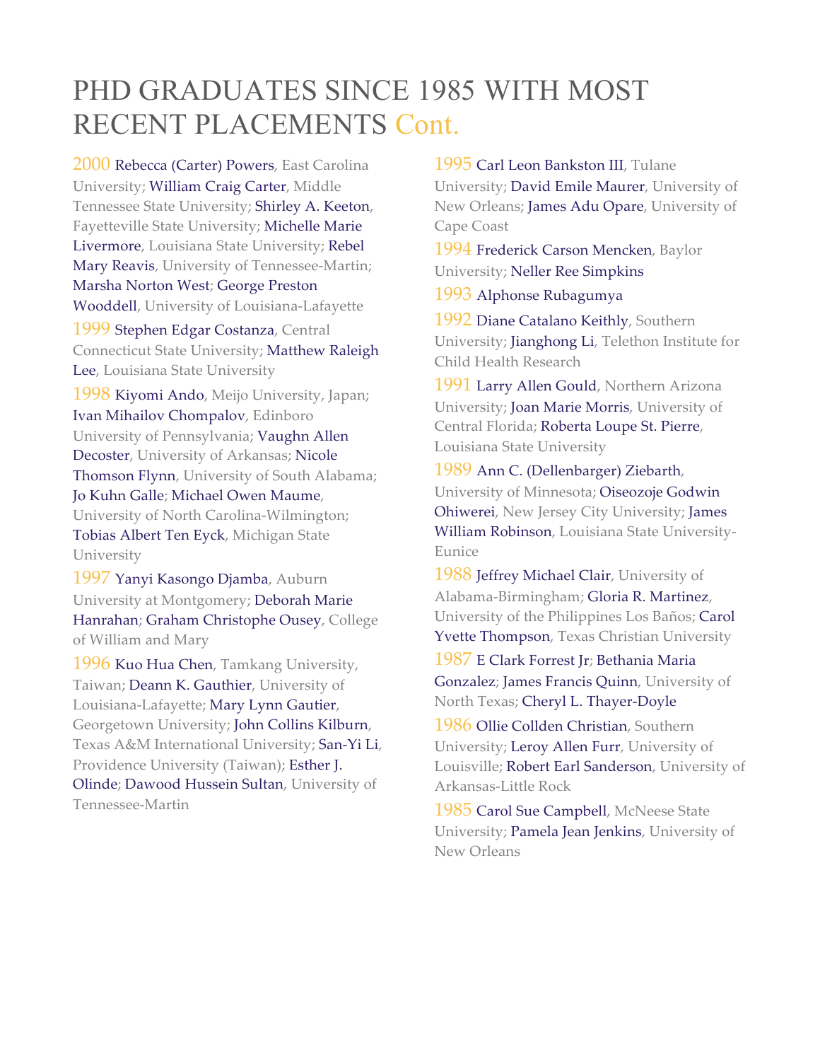# PHD GRADUATES SINCE 1985 WITH MOST RECENT PLACEMENTS Cont.

**2000** Rebecca (Carter) Powers, East Carolina University; William Craig Carter, Middle Tennessee State University; Shirley A. Keeton, Fayetteville State University; Michelle Marie Livermore, Louisiana State University; Rebel Mary Reavis, University of Tennessee-Martin; Marsha Norton West; George Preston Wooddell, University of Louisiana-Lafayette

**1999** Stephen Edgar Costanza, Central Connecticut State University; Matthew Raleigh Lee, Louisiana State University

**1998** Kiyomi Ando, Meijo University, Japan; Ivan Mihailov Chompalov, Edinboro University of Pennsylvania; Vaughn Allen Decoster, University of Arkansas; Nicole Thomson Flynn, University of South Alabama; Jo Kuhn Galle; Michael Owen Maume, University of North Carolina-Wilmington; Tobias Albert Ten Eyck, Michigan State University

**1997** Yanyi Kasongo Djamba, Auburn University at Montgomery; Deborah Marie Hanrahan; Graham Christophe Ousey, College of William and Mary

**1996** Kuo Hua Chen, Tamkang University, Taiwan; Deann K. Gauthier, University of Louisiana-Lafayette; Mary Lynn Gautier, Georgetown University; John Collins Kilburn, Texas A&M International University; San-Yi Li, Providence University (Taiwan); Esther J. Olinde; Dawood Hussein Sultan, University of Tennessee-Martin

**1995** Carl Leon Bankston III, Tulane University; David Emile Maurer, University of New Orleans; James Adu Opare, University of Cape Coast

**1994** Frederick Carson Mencken, Baylor University; Neller Ree Simpkins

**1993** Alphonse Rubagumya

**1992** Diane Catalano Keithly, Southern University; Jianghong Li, Telethon Institute for Child Health Research

**1991** Larry Allen Gould, Northern Arizona University; Joan Marie Morris, University of Central Florida; Roberta Loupe St. Pierre, Louisiana State University

**1989** Ann C. (Dellenbarger) Ziebarth, University of Minnesota; Oiseozoje Godwin Ohiwerei, New Jersey City University; James William Robinson, Louisiana State University-Eunice

**1988** Jeffrey Michael Clair, University of Alabama-Birmingham; Gloria R. Martinez, University of the Philippines Los Baños; Carol Yvette Thompson, Texas Christian University

**1987** E Clark Forrest Jr; Bethania Maria Gonzalez; James Francis Quinn, University of North Texas; Cheryl L. Thayer-Doyle

**1986** Ollie Collden Christian, Southern University; Leroy Allen Furr, University of Louisville; Robert Earl Sanderson, University of Arkansas-Little Rock

**1985** Carol Sue Campbell, McNeese State University; Pamela Jean Jenkins, University of New Orleans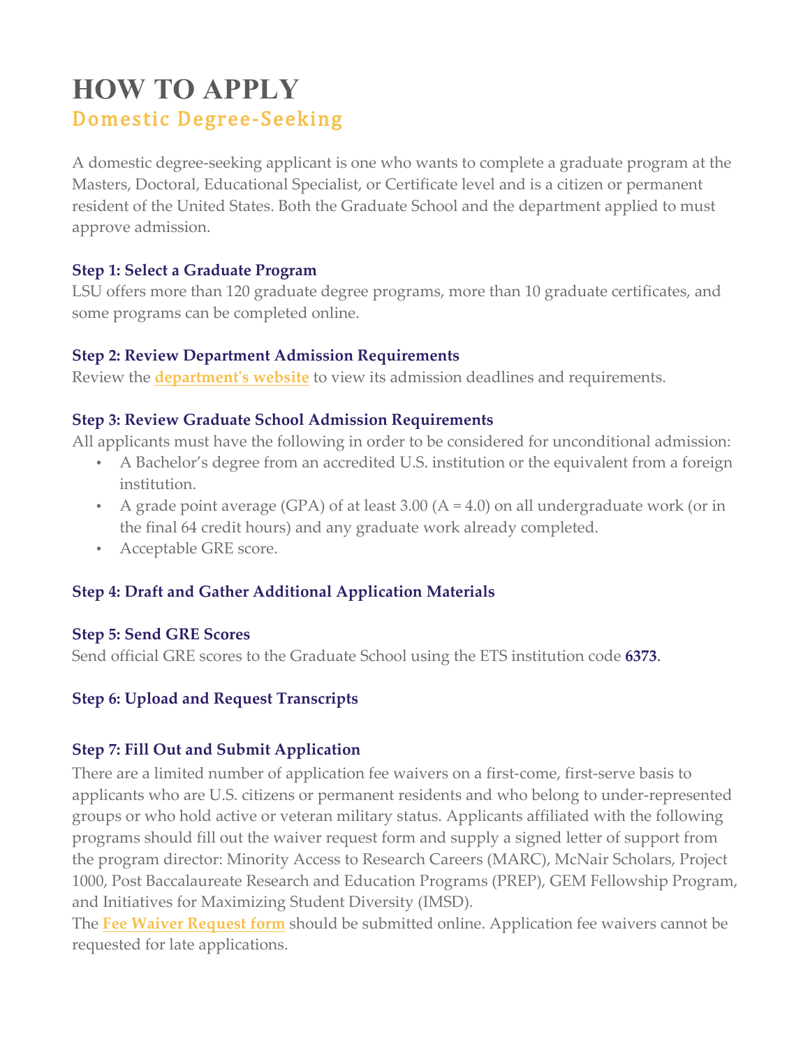# HOW TO APPLY

## Domestic Degree-Seeking

A domestic degree-seeking applicant is one who wants to complete a graduate program at the Masters, Doctoral, Educational Specialist, or Certificate level and is a citizen or permanent resident of the United States. Both the Graduate School and the department applied to must approve admission.

### Step 1: Select a Graduate Program

LSU offers more than 120 graduate degree programs, more than 10 graduate certificates, and some programs can be completed online.

### Step 2: Review Department Admission Requirements

Review the **department's website** to view its admission deadlines and requirements.

### Step 3: Review Graduate School Admission Requirements

All applicants must have the following in order to be considered for unconditional admission:

- A Bachelor's degree from an accredited U.S. institution or the equivalent from a foreign institution.
- A grade point average (GPA) of at least 3.00 (A = 4.0) on all undergraduate work (or in the final 64 credit hours) and any graduate work already completed.
- Acceptable GRE score.

### Step 4: Draft and Gather Additional Application Materials

### Step 5: Send GRE Scores

Send official GRE scores to the Graduate School using the ETS institution code **6373**.

### Step 6: Upload and Request Transcripts

### Step 7: Fill Out and Submit Application

There are a limited number of application fee waivers on a first-come, first-serve basis to applicants who are U.S. citizens or permanent residents and who belong to under-represented groups or who hold active or veteran military status. Applicants affiliated with the following programs should fill out the waiver request form and supply a signed letter of support from the program director: Minority Access to Research Careers (MARC), McNair Scholars, Project 1000, Post Baccalaureate Research and Education Programs (PREP), GEM Fellowship Program, and Initiatives for Maximizing Student Diversity (IMSD).

The **Fee Waiver Request form** should be submitted online. Application fee waivers cannot be requested for late applications.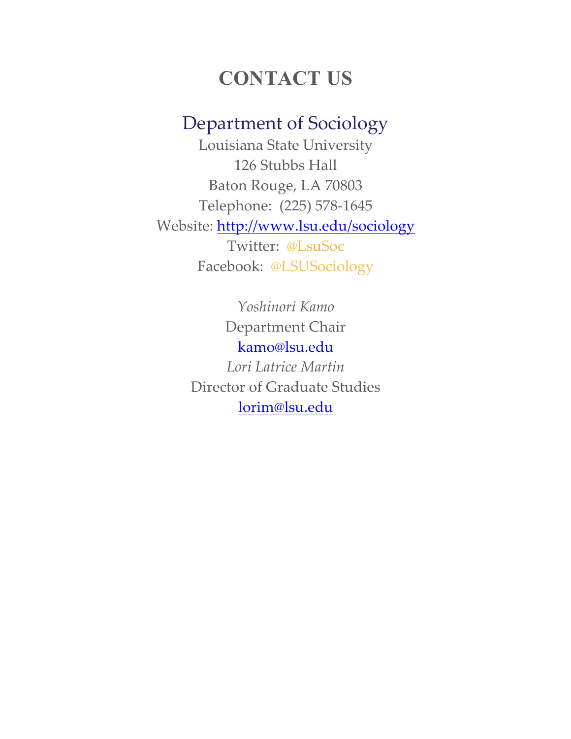# CONTACT US

## Department of Sociology

Louisiana State University
126 Stubbs Hall
Baton Rouge, LA 70803
Telephone: (225) 578-1645
Website: http://www.lsu.edu/sociology
Twitter: @LsuSoc
Facebook: @LSUSociology

*Yoshinori Kamo*
Department Chair
kamo@lsu.edu
*Lori Latrice Martin*
Director of Graduate Studies
lorim@lsu.edu